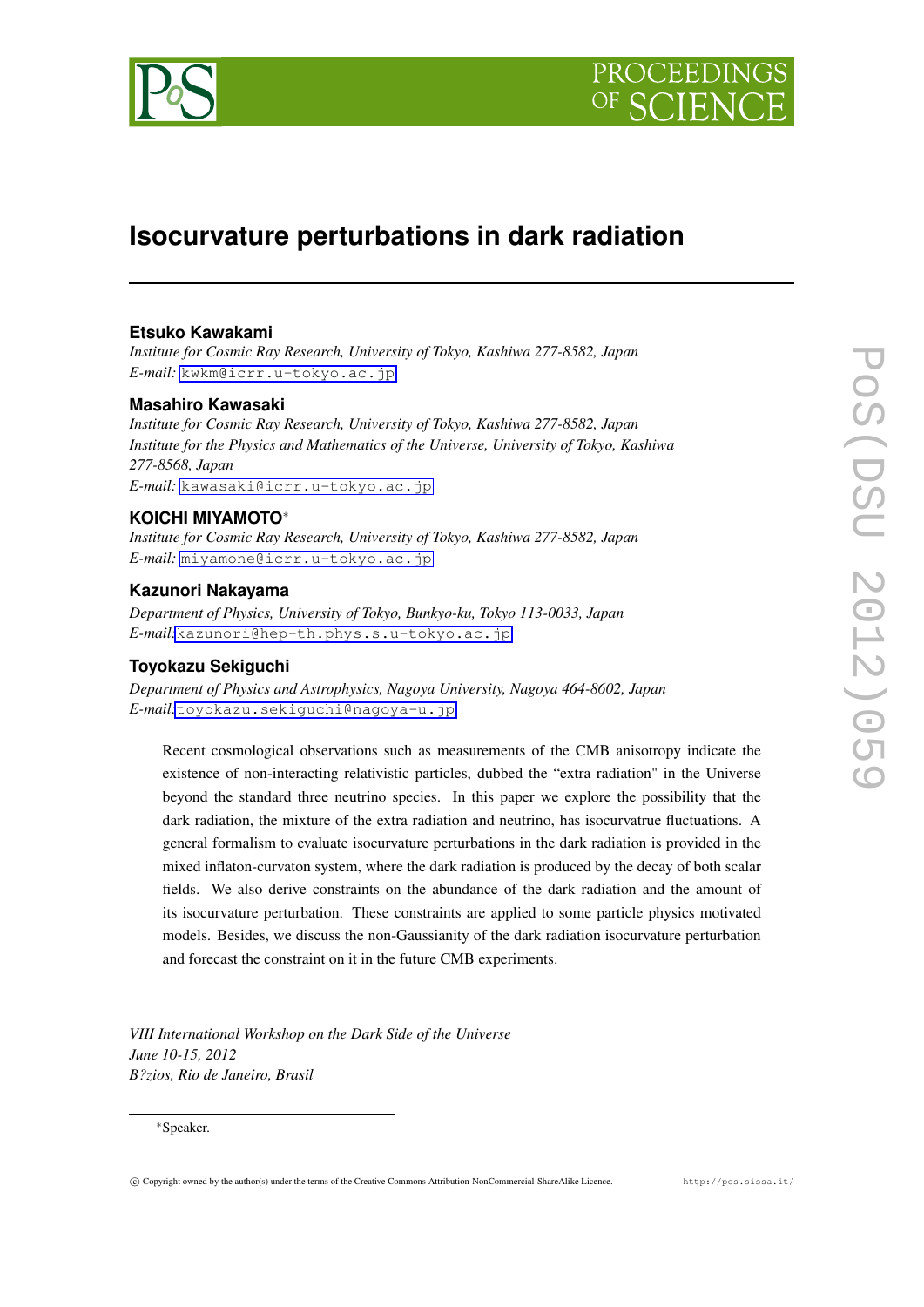# Isocurvature perturbations in dark radiation

**Etsuko Kawakami**

*Institute for Cosmic Ray Research, University of Tokyo, Kashiwa 277-8582, Japan*
*E-mail:* kwkm@icrr.u-tokyo.ac.jp

**Masahiro Kawasaki**

*Institute for Cosmic Ray Research, University of Tokyo, Kashiwa 277-8582, Japan*
*Institute for the Physics and Mathematics of the Universe, University of Tokyo, Kashiwa 277-8568, Japan*
*E-mail:* kawasaki@icrr.u-tokyo.ac.jp

**KOICHI MIYAMOTO***

*Institute for Cosmic Ray Research, University of Tokyo, Kashiwa 277-8582, Japan*
*E-mail:* miyamone@icrr.u-tokyo.ac.jp

**Kazunori Nakayama**

*Department of Physics, University of Tokyo, Bunkyo-ku, Tokyo 113-0033, Japan*
*E-mail:*kazunori@hep-th.phys.s.u-tokyo.ac.jp

**Toyokazu Sekiguchi**

*Department of Physics and Astrophysics, Nagoya University, Nagoya 464-8602, Japan*
*E-mail:*toyokazu.sekiguchi@nagoya-u.jp

Recent cosmological observations such as measurements of the CMB anisotropy indicate the existence of non-interacting relativistic particles, dubbed the "extra radiation" in the Universe beyond the standard three neutrino species. In this paper we explore the possibility that the dark radiation, the mixture of the extra radiation and neutrino, has isocurvatrue fluctuations. A general formalism to evaluate isocurvature perturbations in the dark radiation is provided in the mixed inflaton-curvaton system, where the dark radiation is produced by the decay of both scalar fields. We also derive constraints on the abundance of the dark radiation and the amount of its isocurvature perturbation. These constraints are applied to some particle physics motivated models. Besides, we discuss the non-Gaussianity of the dark radiation isocurvature perturbation and forecast the constraint on it in the future CMB experiments.

*VIII International Workshop on the Dark Side of the Universe*
*June 10-15, 2012*
*B?zios, Rio de Janeiro, Brasil*

*Speaker.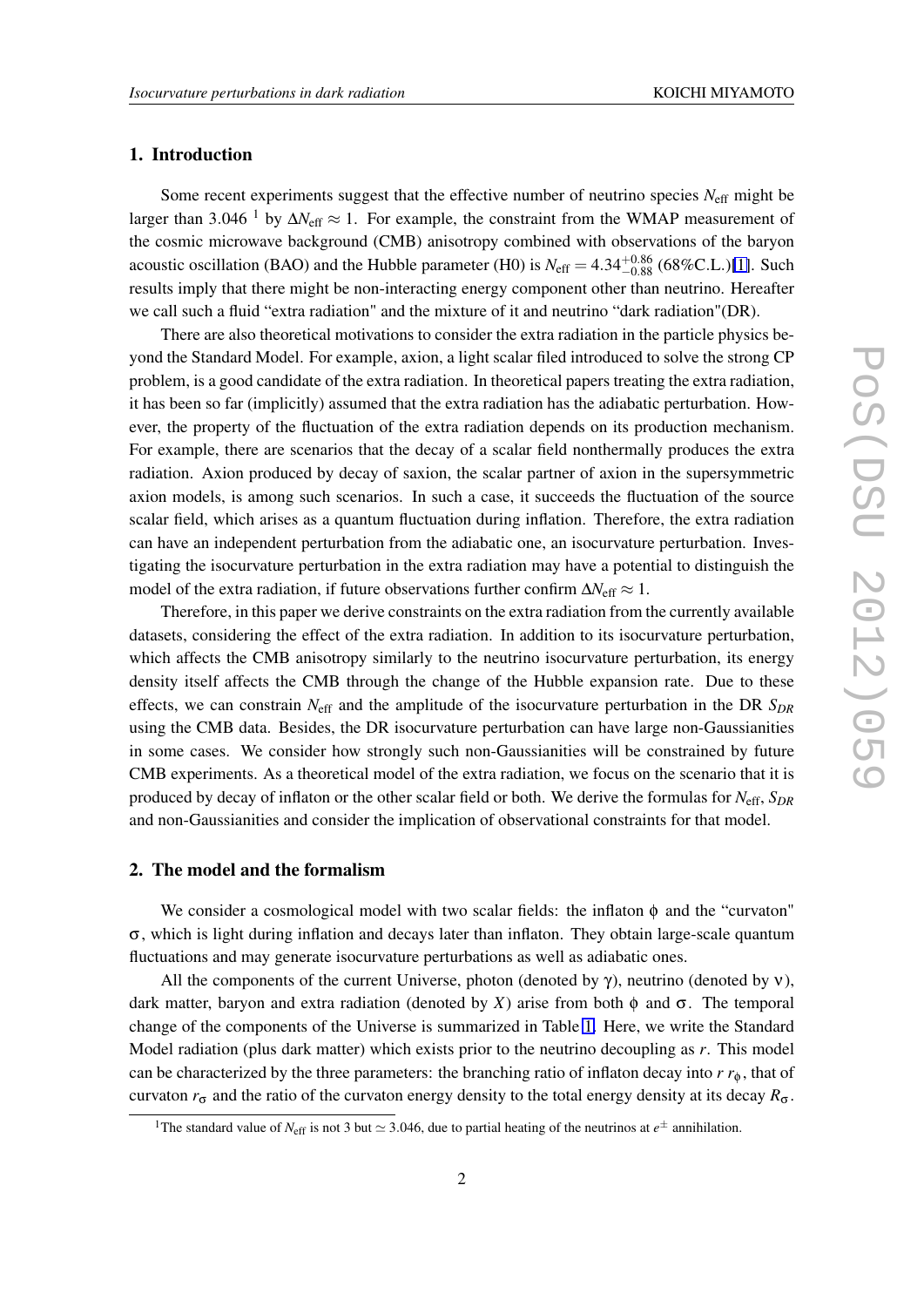## 1. Introduction

Some recent experiments suggest that the effective number of neutrino species $N_{\rm eff}$ might be larger than 3.046 [1] by $\Delta N_{\rm eff} \approx 1$. For example, the constraint from the WMAP measurement of the cosmic microwave background (CMB) anisotropy combined with observations of the baryon acoustic oscillation (BAO) and the Hubble parameter (H0) is $N_{\rm eff} = 4.34^{+0.86}_{-0.88}$ (68%C.L.)[1]. Such results imply that there might be non-interacting energy component other than neutrino. Hereafter we call such a fluid "extra radiation" and the mixture of it and neutrino "dark radiation"(DR).

There are also theoretical motivations to consider the extra radiation in the particle physics beyond the Standard Model. For example, axion, a light scalar filed introduced to solve the strong CP problem, is a good candidate of the extra radiation. In theoretical papers treating the extra radiation, it has been so far (implicitly) assumed that the extra radiation has the adiabatic perturbation. However, the property of the fluctuation of the extra radiation depends on its production mechanism. For example, there are scenarios that the decay of a scalar field nonthermally produces the extra radiation. Axion produced by decay of saxion, the scalar partner of axion in the supersymmetric axion models, is among such scenarios. In such a case, it succeeds the fluctuation of the source scalar field, which arises as a quantum fluctuation during inflation. Therefore, the extra radiation can have an independent perturbation from the adiabatic one, an isocurvature perturbation. Investigating the isocurvature perturbation in the extra radiation may have a potential to distinguish the model of the extra radiation, if future observations further confirm $\Delta N_{\rm eff} \approx 1$.

Therefore, in this paper we derive constraints on the extra radiation from the currently available datasets, considering the effect of the extra radiation. In addition to its isocurvature perturbation, which affects the CMB anisotropy similarly to the neutrino isocurvature perturbation, its energy density itself affects the CMB through the change of the Hubble expansion rate. Due to these effects, we can constrain $N_{\rm eff}$ and the amplitude of the isocurvature perturbation in the DR $S_{DR}$ using the CMB data. Besides, the DR isocurvature perturbation can have large non-Gaussianities in some cases. We consider how strongly such non-Gaussianities will be constrained by future CMB experiments. As a theoretical model of the extra radiation, we focus on the scenario that it is produced by decay of inflaton or the other scalar field or both. We derive the formulas for $N_{\rm eff}$, $S_{DR}$ and non-Gaussianities and consider the implication of observational constraints for that model.

## 2. The model and the formalism

We consider a cosmological model with two scalar fields: the inflaton $\phi$ and the "curvaton" $\sigma$, which is light during inflation and decays later than inflaton. They obtain large-scale quantum fluctuations and may generate isocurvature perturbations as well as adiabatic ones.

All the components of the current Universe, photon (denoted by $\gamma$), neutrino (denoted by $\nu$), dark matter, baryon and extra radiation (denoted by $X$) arise from both $\phi$ and $\sigma$. The temporal change of the components of the Universe is summarized in Table 1. Here, we write the Standard Model radiation (plus dark matter) which exists prior to the neutrino decoupling as $r$. This model can be characterized by the three parameters: the branching ratio of inflaton decay into $r$ $r_\phi$, that of curvaton $r_\sigma$ and the ratio of the curvaton energy density to the total energy density at its decay $R_\sigma$.

[1] The standard value of $N_{\rm eff}$ is not 3 but $\simeq 3.046$, due to partial heating of the neutrinos at $e^\pm$ annihilation.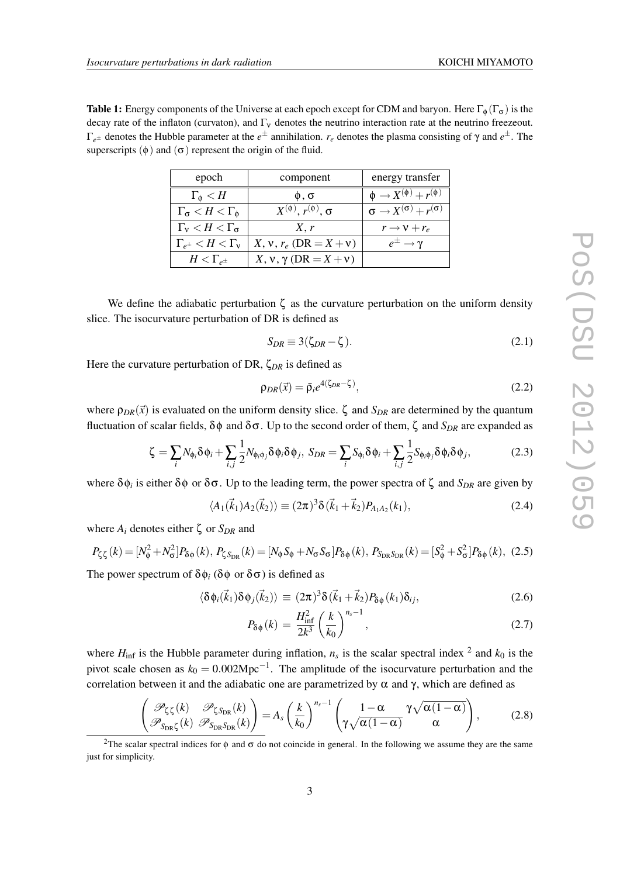**Table 1:** Energy components of the Universe at each epoch except for CDM and baryon. Here $\Gamma_\phi$ ($\Gamma_\sigma$) is the decay rate of the inflaton (curvaton), and $\Gamma_\nu$ denotes the neutrino interaction rate at the neutrino freezeout. $\Gamma_{e^\pm}$ denotes the Hubble parameter at the $e^\pm$ annihilation. $r_e$ denotes the plasma consisting of $\gamma$ and $e^\pm$. The superscripts $(\phi)$ and $(\sigma)$ represent the origin of the fluid.

| epoch | component | energy transfer |
|---|---|---|
| $\Gamma_\phi < H$ | $\phi$, $\sigma$ | $\phi \to X^{(\phi)} + r^{(\phi)}$ |
| $\Gamma_\sigma < H < \Gamma_\phi$ | $X^{(\phi)}$, $r^{(\phi)}$, $\sigma$ | $\sigma \to X^{(\sigma)} + r^{(\sigma)}$ |
| $\Gamma_\nu < H < \Gamma_\sigma$ | $X$, $r$ | $r \to \nu + r_e$ |
| $\Gamma_{e^\pm} < H < \Gamma_\nu$ | $X$, $\nu$, $r_e$ (DR $= X + \nu$) | $e^\pm \to \gamma$ |
| $H < \Gamma_{e^\pm}$ | $X$, $\nu$, $\gamma$ (DR $= X + \nu$) | |

We define the adiabatic perturbation $\zeta$ as the curvature perturbation on the uniform density slice. The isocurvature perturbation of DR is defined as

$$S_{DR} \equiv 3(\zeta_{DR} - \zeta). \tag{2.1}$$

Here the curvature perturbation of DR, $\zeta_{DR}$ is defined as

$$\rho_{DR}(\vec{x}) = \bar{\rho}_i e^{4(\zeta_{DR} - \zeta)}, \tag{2.2}$$

where $\rho_{DR}(\vec{x})$ is evaluated on the uniform density slice. $\zeta$ and $S_{DR}$ are determined by the quantum fluctuation of scalar fields, $\delta\phi$ and $\delta\sigma$. Up to the second order of them, $\zeta$ and $S_{DR}$ are expanded as

$$\zeta = \sum_i N_{\phi_i} \delta\phi_i + \sum_{i,j} \frac{1}{2} N_{\phi_i\phi_j} \delta\phi_i \delta\phi_j, \; S_{DR} = \sum_i S_{\phi_i} \delta\phi_i + \sum_{i,j} \frac{1}{2} S_{\phi_i\phi_j} \delta\phi_i \delta\phi_j, \tag{2.3}$$

where $\delta\phi_i$ is either $\delta\phi$ or $\delta\sigma$. Up to the leading term, the power spectra of $\zeta$ and $S_{DR}$ are given by

$$\langle A_1(\vec{k}_1) A_2(\vec{k}_2) \rangle \equiv (2\pi)^3 \delta(\vec{k}_1 + \vec{k}_2) P_{A_1 A_2}(k_1), \tag{2.4}$$

where $A_i$ denotes either $\zeta$ or $S_{DR}$ and

$$P_{\zeta\zeta}(k) = [N_\phi^2 + N_\sigma^2] P_{\delta\phi}(k), \; P_{\zeta S_{\rm DR}}(k) = [N_\phi S_\phi + N_\sigma S_\sigma] P_{\delta\phi}(k), \; P_{S_{\rm DR} S_{\rm DR}}(k) = [S_\phi^2 + S_\sigma^2] P_{\delta\phi}(k), \tag{2.5}$$

The power spectrum of $\delta\phi_i$ ($\delta\phi$ or $\delta\sigma$) is defined as

$$\langle \delta\phi_i(\vec{k}_1) \delta\phi_j(\vec{k}_2) \rangle \equiv (2\pi)^3 \delta(\vec{k}_1 + \vec{k}_2) P_{\delta\phi}(k_1) \delta_{ij}, \tag{2.6}$$

$$P_{\delta\phi}(k) = \frac{H_{\rm inf}^2}{2k^3} \left( \frac{k}{k_0} \right)^{n_s - 1}, \tag{2.7}$$

where $H_{\rm inf}$ is the Hubble parameter during inflation, $n_s$ is the scalar spectral index [2] and $k_0$ is the pivot scale chosen as $k_0 = 0.002 \text{Mpc}^{-1}$. The amplitude of the isocurvature perturbation and the correlation between it and the adiabatic one are parametrized by $\alpha$ and $\gamma$, which are defined as

$$\begin{pmatrix} \mathscr{P}_{\zeta\zeta}(k) & \mathscr{P}_{\zeta S_{\rm DR}}(k) \\ \mathscr{P}_{S_{\rm DR}\zeta}(k) & \mathscr{P}_{S_{\rm DR} S_{\rm DR}}(k) \end{pmatrix} = A_s \left( \frac{k}{k_0} \right)^{n_s - 1} \begin{pmatrix} 1 - \alpha & \gamma\sqrt{\alpha(1-\alpha)} \\ \gamma\sqrt{\alpha(1-\alpha)} & \alpha \end{pmatrix}, \tag{2.8}$$

[2] The scalar spectral indices for $\phi$ and $\sigma$ do not coincide in general. In the following we assume they are the same just for simplicity.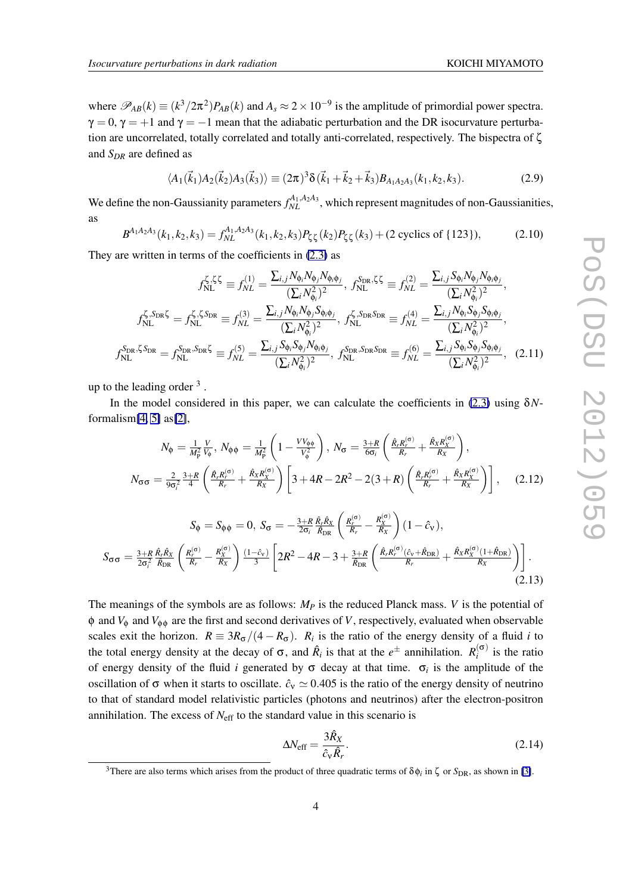where $\mathscr{P}_{AB}(k) \equiv (k^3/2\pi^2)P_{AB}(k)$ and $A_s \approx 2\times 10^{-9}$ is the amplitude of primordial power spectra. $\gamma = 0$, $\gamma = +1$ and $\gamma = -1$ mean that the adiabatic perturbation and the DR isocurvature perturbation are uncorrelated, totally correlated and totally anti-correlated, respectively. The bispectra of $\zeta$ and $S_{DR}$ are defined as

$$\langle A_1(\vec{k}_1)A_2(\vec{k}_2)A_3(\vec{k}_3)\rangle \equiv (2\pi)^3\delta(\vec{k}_1+\vec{k}_2+\vec{k}_3)B_{A_1A_2A_3}(k_1,k_2,k_3). \tag{2.9}$$

We define the non-Gaussianity parameters $f_{NL}^{A_1,A_2A_3}$, which represent magnitudes of non-Gaussianities, as

$$B^{A_1A_2A_3}(k_1,k_2,k_3) = f_{NL}^{A_1,A_2A_3}(k_1,k_2,k_3)P_{\zeta\zeta}(k_2)P_{\zeta\zeta}(k_3) + (2\text{ cyclics of }\{123\}), \tag{2.10}$$

They are written in terms of the coefficients in (2.3) as

$$\begin{aligned}
f_{\rm NL}^{\zeta,\zeta\zeta} &\equiv f_{NL}^{(1)} = \frac{\sum_{i,j}N_{\phi_i}N_{\phi_j}N_{\phi_i\phi_j}}{(\sum_i N_{\phi_i}^2)^2},\ f_{\rm NL}^{S_{\rm DR},\zeta\zeta} \equiv f_{NL}^{(2)} = \frac{\sum_{i,j}S_{\phi_i}N_{\phi_j}N_{\phi_i\phi_j}}{(\sum_i N_{\phi_i}^2)^2},\\
f_{\rm NL}^{\zeta,S_{\rm DR}\zeta} = f_{\rm NL}^{\zeta,\zeta S_{\rm DR}} &\equiv f_{NL}^{(3)} = \frac{\sum_{i,j}N_{\phi_i}N_{\phi_j}S_{\phi_i\phi_j}}{(\sum_i N_{\phi_i}^2)^2},\ f_{\rm NL}^{\zeta,S_{\rm DR}S_{\rm DR}} \equiv f_{NL}^{(4)} = \frac{\sum_{i,j}N_{\phi_i}S_{\phi_j}S_{\phi_i\phi_j}}{(\sum_i N_{\phi_i}^2)^2},\\
f_{\rm NL}^{S_{\rm DR},\zeta S_{\rm DR}} = f_{\rm NL}^{S_{\rm DR},S_{\rm DR}\zeta} &\equiv f_{NL}^{(5)} = \frac{\sum_{i,j}S_{\phi_i}S_{\phi_j}N_{\phi_i\phi_j}}{(\sum_i N_{\phi_i}^2)^2},\ f_{\rm NL}^{S_{\rm DR},S_{\rm DR}S_{\rm DR}} \equiv f_{NL}^{(6)} = \frac{\sum_{i,j}S_{\phi_i}S_{\phi_j}S_{\phi_i\phi_j}}{(\sum_i N_{\phi_i}^2)^2},
\end{aligned} \tag{2.11}$$

up to the leading order [3] .

In the model considered in this paper, we can calculate the coefficients in (2.3) using $\delta N$-formalism[4, 5] as[2],

$$\begin{aligned}
&N_\phi = \frac{1}{M_{\rm P}^2}\frac{V}{V_\phi},\ N_{\phi\phi} = \frac{1}{M_{\rm P}^2}\left(1-\frac{VV_{\phi\phi}}{V_\phi^2}\right),\ N_\sigma = \frac{3+R}{6\sigma_i}\left(\frac{\hat{R}_rR_r^{(\sigma)}}{R_r}+\frac{\hat{R}_XR_X^{(\sigma)}}{R_X}\right),\\
&N_{\sigma\sigma} = \frac{2}{9\sigma_i^2}\frac{3+R}{4}\left(\frac{\hat{R}_rR_r^{(\sigma)}}{R_r}+\frac{\hat{R}_XR_X^{(\sigma)}}{R_X}\right)\left[3+4R-2R^2-2(3+R)\left(\frac{\hat{R}_rR_r^{(\sigma)}}{R_r}+\frac{\hat{R}_XR_X^{(\sigma)}}{R_X}\right)\right],
\end{aligned} \tag{2.12}$$

$$\begin{aligned}
&S_\phi = S_{\phi\phi} = 0,\ S_\sigma = -\frac{3+R}{2\sigma_i}\frac{\hat{R}_r\hat{R}_X}{\hat{R}_{\rm DR}}\left(\frac{R_r^{(\sigma)}}{R_r}-\frac{R_X^{(\sigma)}}{R_X}\right)(1-\hat{c}_\nu),\\
&S_{\sigma\sigma} = \frac{3+R}{2\sigma_i^2}\frac{\hat{R}_r\hat{R}_X}{\hat{R}_{\rm DR}}\left(\frac{R_r^{(\sigma)}}{R_r}-\frac{R_X^{(\sigma)}}{R_X}\right)\frac{(1-\hat{c}_\nu)}{3}\left[2R^2-4R-3+\frac{3+R}{\hat{R}_{\rm DR}}\left(\frac{\hat{R}_rR_r^{(\sigma)}(\hat{c}_\nu+\hat{R}_{\rm DR})}{R_r}+\frac{\hat{R}_XR_X^{(\sigma)}(1+\hat{R}_{\rm DR})}{R_X}\right)\right].
\end{aligned} \tag{2.13}$$

The meanings of the symbols are as follows: $M_P$ is the reduced Planck mass. $V$ is the potential of $\phi$ and $V_\phi$ and $V_{\phi\phi}$ are the first and second derivatives of $V$, respectively, evaluated when observable scales exit the horizon. $R \equiv 3R_\sigma/(4-R_\sigma)$. $R_i$ is the ratio of the energy density of a fluid $i$ to the total energy density at the decay of $\sigma$, and $\hat{R}_i$ is that at the $e^\pm$ annihilation. $R_i^{(\sigma)}$ is the ratio of energy density of the fluid $i$ generated by $\sigma$ decay at that time. $\sigma_i$ is the amplitude of the oscillation of $\sigma$ when it starts to oscillate. $\hat{c}_\nu \simeq 0.405$ is the ratio of the energy density of neutrino to that of standard model relativistic particles (photons and neutrinos) after the electron-positron annihilation. The excess of $N_{\rm eff}$ to the standard value in this scenario is

$$\Delta N_{\rm eff} = \frac{3\hat{R}_X}{\hat{c}_\nu\hat{R}_r}. \tag{2.14}$$

[3] There are also terms which arises from the product of three quadratic terms of $\delta\phi_i$ in $\zeta$ or $S_{\rm DR}$, as shown in [3].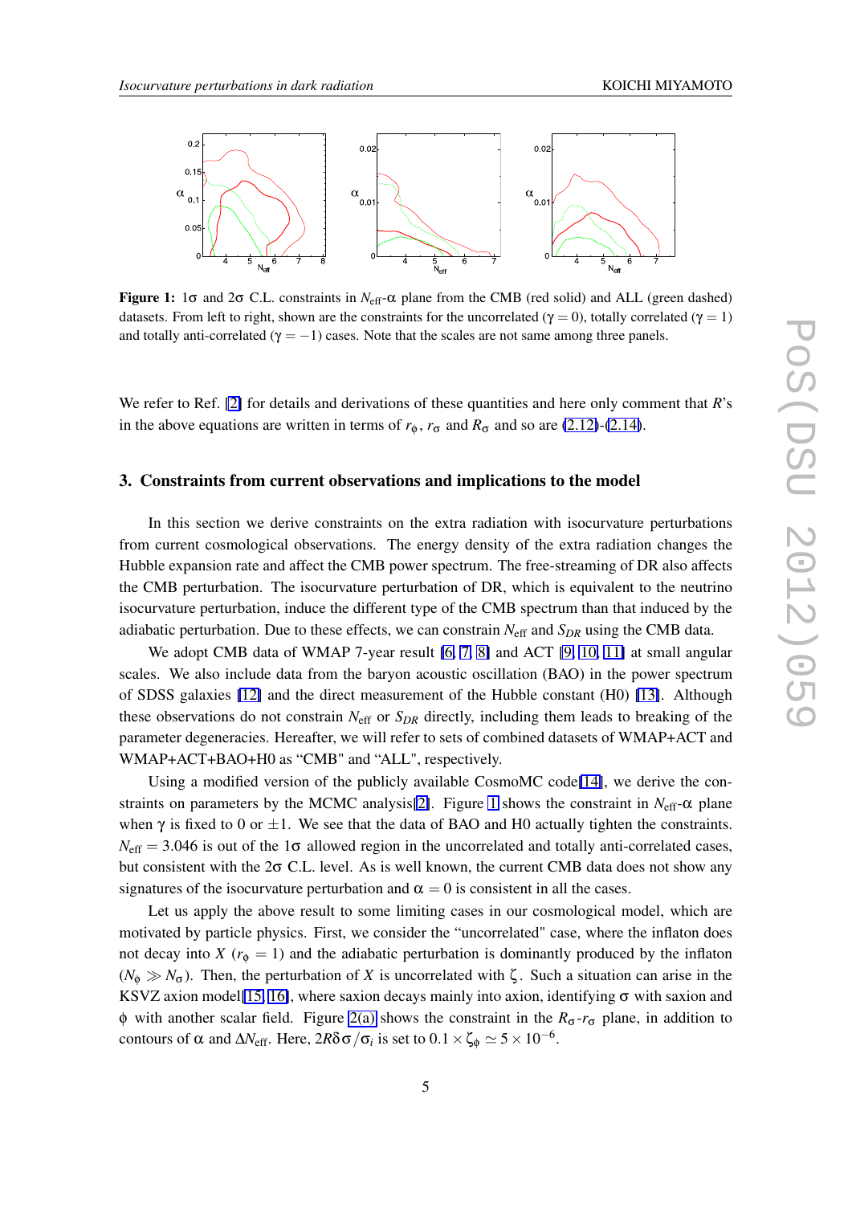**Figure 1:** $1\sigma$ and $2\sigma$ C.L. constraints in $N_{\rm eff}$-$\alpha$ plane from the CMB (red solid) and ALL (green dashed) datasets. From left to right, shown are the constraints for the uncorrelated ($\gamma = 0$), totally correlated ($\gamma = 1$) and totally anti-correlated ($\gamma = -1$) cases. Note that the scales are not same among three panels.

We refer to Ref. [2] for details and derivations of these quantities and here only comment that $R$'s in the above equations are written in terms of $r_\phi$, $r_\sigma$ and $R_\sigma$ and so are (2.12)-(2.14).

## 3. Constraints from current observations and implications to the model

In this section we derive constraints on the extra radiation with isocurvature perturbations from current cosmological observations. The energy density of the extra radiation changes the Hubble expansion rate and affect the CMB power spectrum. The free-streaming of DR also affects the CMB perturbation. The isocurvature perturbation of DR, which is equivalent to the neutrino isocurvature perturbation, induce the different type of the CMB spectrum than that induced by the adiabatic perturbation. Due to these effects, we can constrain $N_{\rm eff}$ and $S_{DR}$ using the CMB data.

We adopt CMB data of WMAP 7-year result [6, 7, 8] and ACT [9, 10, 11] at small angular scales. We also include data from the baryon acoustic oscillation (BAO) in the power spectrum of SDSS galaxies [12] and the direct measurement of the Hubble constant (H0) [13]. Although these observations do not constrain $N_{\rm eff}$ or $S_{DR}$ directly, including them leads to breaking of the parameter degeneracies. Hereafter, we will refer to sets of combined datasets of WMAP+ACT and WMAP+ACT+BAO+H0 as "CMB" and "ALL", respectively.

Using a modified version of the publicly available CosmoMC code[14], we derive the constraints on parameters by the MCMC analysis[2]. Figure 1 shows the constraint in $N_{\rm eff}$-$\alpha$ plane when $\gamma$ is fixed to 0 or $\pm 1$. We see that the data of BAO and H0 actually tighten the constraints. $N_{\rm eff} = 3.046$ is out of the $1\sigma$ allowed region in the uncorrelated and totally anti-correlated cases, but consistent with the $2\sigma$ C.L. level. As is well known, the current CMB data does not show any signatures of the isocurvature perturbation and $\alpha = 0$ is consistent in all the cases.

Let us apply the above result to some limiting cases in our cosmological model, which are motivated by particle physics. First, we consider the "uncorrelated" case, where the inflaton does not decay into $X$ ($r_\phi = 1$) and the adiabatic perturbation is dominantly produced by the inflaton ($N_\phi \gg N_\sigma$). Then, the perturbation of $X$ is uncorrelated with $\zeta$. Such a situation can arise in the KSVZ axion model[15, 16], where saxion decays mainly into axion, identifying $\sigma$ with saxion and $\phi$ with another scalar field. Figure 2(a) shows the constraint in the $R_\sigma$-$r_\sigma$ plane, in addition to contours of $\alpha$ and $\Delta N_{\rm eff}$. Here, $2R\delta\sigma/\sigma_i$ is set to $0.1 \times \zeta_\phi \simeq 5 \times 10^{-6}$.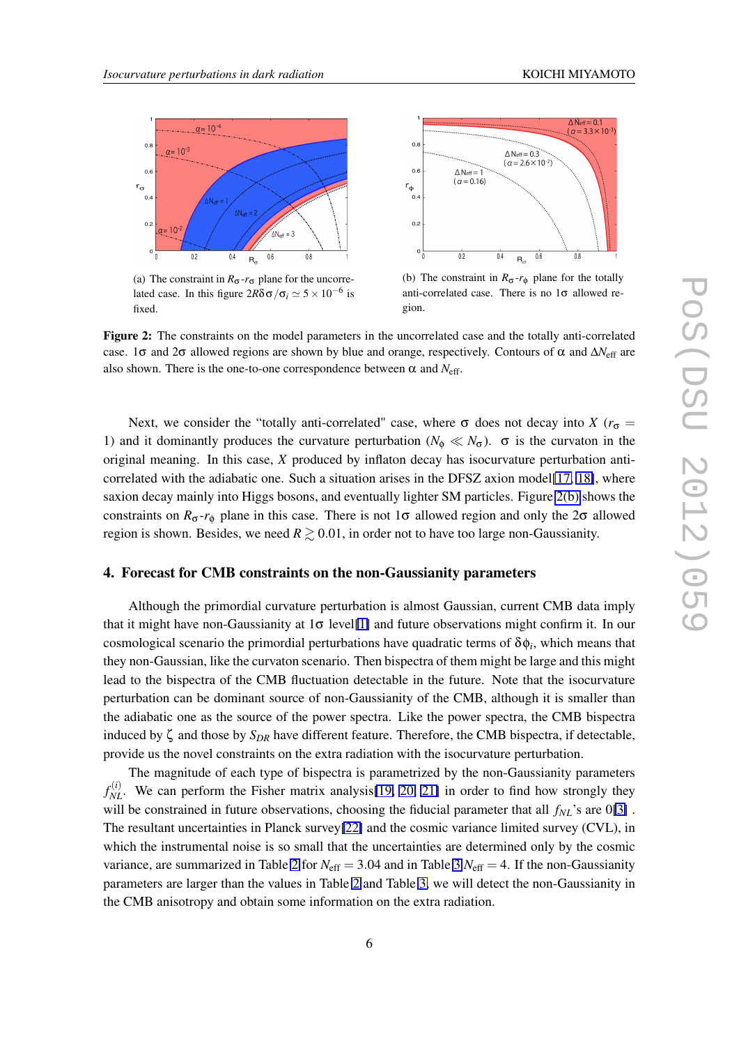(a) The constraint in $R_\sigma$-$r_\sigma$ plane for the uncorrelated case. In this figure $2R\delta\sigma/\sigma_i \simeq 5\times 10^{-6}$ is fixed.

(b) The constraint in $R_\sigma$-$r_\phi$ plane for the totally anti-correlated case. There is no $1\sigma$ allowed region.

**Figure 2:** The constraints on the model parameters in the uncorrelated case and the totally anti-correlated case. $1\sigma$ and $2\sigma$ allowed regions are shown by blue and orange, respectively. Contours of $\alpha$ and $\Delta N_{\rm eff}$ are also shown. There is the one-to-one correspondence between $\alpha$ and $N_{\rm eff}$.

Next, we consider the "totally anti-correlated" case, where $\sigma$ does not decay into $X$ ($r_\sigma = 1$) and it dominantly produces the curvature perturbation ($N_\phi \ll N_\sigma$). $\sigma$ is the curvaton in the original meaning. In this case, $X$ produced by inflaton decay has isocurvature perturbation anti-correlated with the adiabatic one. Such a situation arises in the DFSZ axion model[17, 18], where saxion decay mainly into Higgs bosons, and eventually lighter SM particles. Figure 2(b) shows the constraints on $R_\sigma$-$r_\phi$ plane in this case. There is not $1\sigma$ allowed region and only the $2\sigma$ allowed region is shown. Besides, we need $R \gtrsim 0.01$, in order not to have too large non-Gaussianity.

## 4. Forecast for CMB constraints on the non-Gaussianity parameters

Although the primordial curvature perturbation is almost Gaussian, current CMB data imply that it might have non-Gaussianity at $1\sigma$ level[1] and future observations might confirm it. In our cosmological scenario the primordial perturbations have quadratic terms of $\delta\phi_i$, which means that they non-Gaussian, like the curvaton scenario. Then bispectra of them might be large and this might lead to the bispectra of the CMB fluctuation detectable in the future. Note that the isocurvature perturbation can be dominant source of non-Gaussianity of the CMB, although it is smaller than the adiabatic one as the source of the power spectra. Like the power spectra, the CMB bispectra induced by $\zeta$ and those by $S_{DR}$ have different feature. Therefore, the CMB bispectra, if detectable, provide us the novel constraints on the extra radiation with the isocurvature perturbation.

The magnitude of each type of bispectra is parametrized by the non-Gaussianity parameters $f_{NL}^{(i)}$. We can perform the Fisher matrix analysis[19, 20, 21] in order to find how strongly they will be constrained in future observations, choosing the fiducial parameter that all $f_{NL}$'s are 0[3] . The resultant uncertainties in Planck survey[22] and the cosmic variance limited survey (CVL), in which the instrumental noise is so small that the uncertainties are determined only by the cosmic variance, are summarized in Table 2 for $N_{\rm eff} = 3.04$ and in Table 3 $N_{\rm eff} = 4$. If the non-Gaussianity parameters are larger than the values in Table 2 and Table 3, we will detect the non-Gaussianity in the CMB anisotropy and obtain some information on the extra radiation.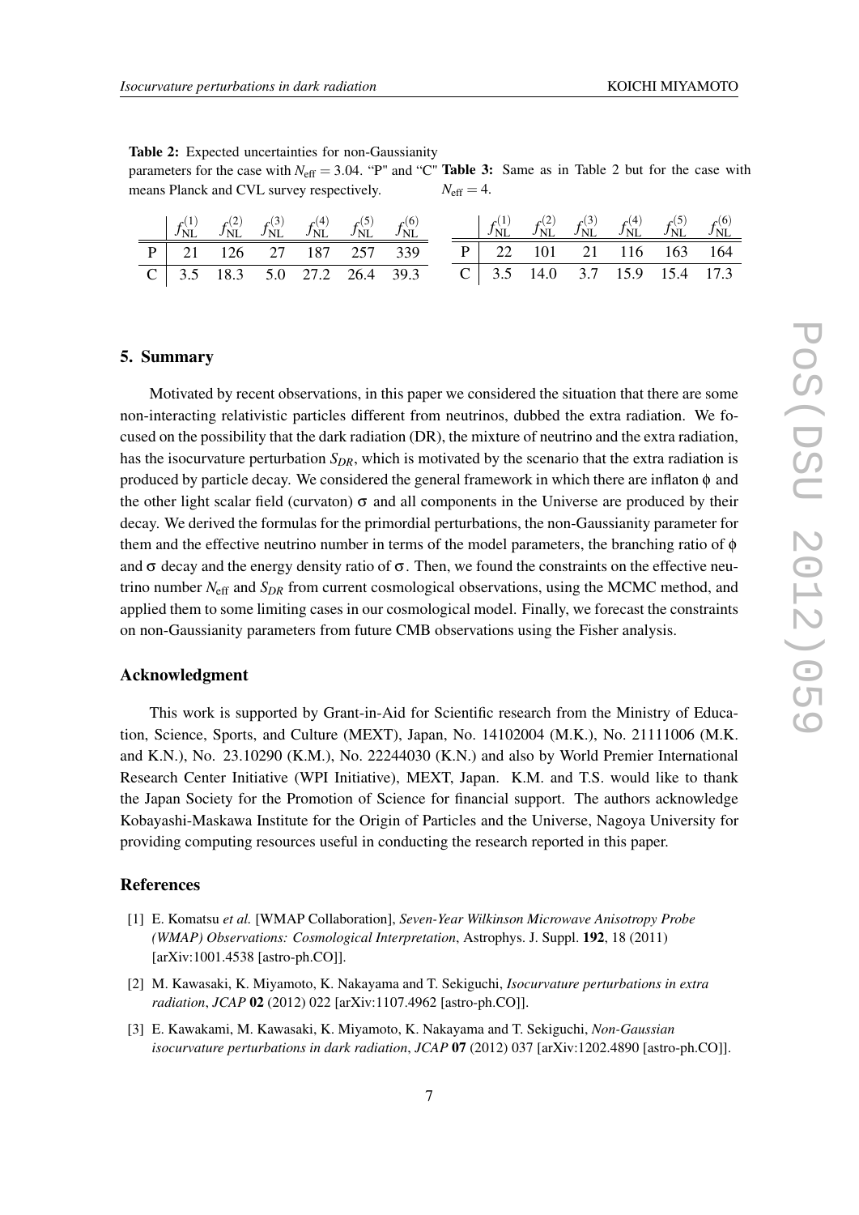**Table 2:** Expected uncertainties for non-Gaussianity parameters for the case with $N_{\mathrm{eff}} = 3.04$. "P" and "C" means Planck and CVL survey respectively.

| | $f_{\mathrm{NL}}^{(1)}$ | $f_{\mathrm{NL}}^{(2)}$ | $f_{\mathrm{NL}}^{(3)}$ | $f_{\mathrm{NL}}^{(4)}$ | $f_{\mathrm{NL}}^{(5)}$ | $f_{\mathrm{NL}}^{(6)}$ |
|---|---|---|---|---|---|---|
| P | 21 | 126 | 27 | 187 | 257 | 339 |
| C | 3.5 | 18.3 | 5.0 | 27.2 | 26.4 | 39.3 |

**Table 3:** Same as in Table 2 but for the case with $N_{\mathrm{eff}} = 4$.

| | $f_{\mathrm{NL}}^{(1)}$ | $f_{\mathrm{NL}}^{(2)}$ | $f_{\mathrm{NL}}^{(3)}$ | $f_{\mathrm{NL}}^{(4)}$ | $f_{\mathrm{NL}}^{(5)}$ | $f_{\mathrm{NL}}^{(6)}$ |
|---|---|---|---|---|---|---|
| P | 22 | 101 | 21 | 116 | 163 | 164 |
| C | 3.5 | 14.0 | 3.7 | 15.9 | 15.4 | 17.3 |

## 5. Summary

Motivated by recent observations, in this paper we considered the situation that there are some non-interacting relativistic particles different from neutrinos, dubbed the extra radiation. We focused on the possibility that the dark radiation (DR), the mixture of neutrino and the extra radiation, has the isocurvature perturbation $S_{DR}$, which is motivated by the scenario that the extra radiation is produced by particle decay. We considered the general framework in which there are inflaton $\phi$ and the other light scalar field (curvaton) $\sigma$ and all components in the Universe are produced by their decay. We derived the formulas for the primordial perturbations, the non-Gaussianity parameter for them and the effective neutrino number in terms of the model parameters, the branching ratio of $\phi$ and $\sigma$ decay and the energy density ratio of $\sigma$. Then, we found the constraints on the effective neutrino number $N_{\mathrm{eff}}$ and $S_{DR}$ from current cosmological observations, using the MCMC method, and applied them to some limiting cases in our cosmological model. Finally, we forecast the constraints on non-Gaussianity parameters from future CMB observations using the Fisher analysis.

## Acknowledgment

This work is supported by Grant-in-Aid for Scientific research from the Ministry of Education, Science, Sports, and Culture (MEXT), Japan, No. 14102004 (M.K.), No. 21111006 (M.K. and K.N.), No. 23.10290 (K.M.), No. 22244030 (K.N.) and also by World Premier International Research Center Initiative (WPI Initiative), MEXT, Japan. K.M. and T.S. would like to thank the Japan Society for the Promotion of Science for financial support. The authors acknowledge Kobayashi-Maskawa Institute for the Origin of Particles and the Universe, Nagoya University for providing computing resources useful in conducting the research reported in this paper.

## References

[1] E. Komatsu *et al.* [WMAP Collaboration], *Seven-Year Wilkinson Microwave Anisotropy Probe (WMAP) Observations: Cosmological Interpretation*, Astrophys. J. Suppl. **192**, 18 (2011) [arXiv:1001.4538 [astro-ph.CO]].

[2] M. Kawasaki, K. Miyamoto, K. Nakayama and T. Sekiguchi, *Isocurvature perturbations in extra radiation*, *JCAP* **02** (2012) 022 [arXiv:1107.4962 [astro-ph.CO]].

[3] E. Kawakami, M. Kawasaki, K. Miyamoto, K. Nakayama and T. Sekiguchi, *Non-Gaussian isocurvature perturbations in dark radiation*, *JCAP* **07** (2012) 037 [arXiv:1202.4890 [astro-ph.CO]].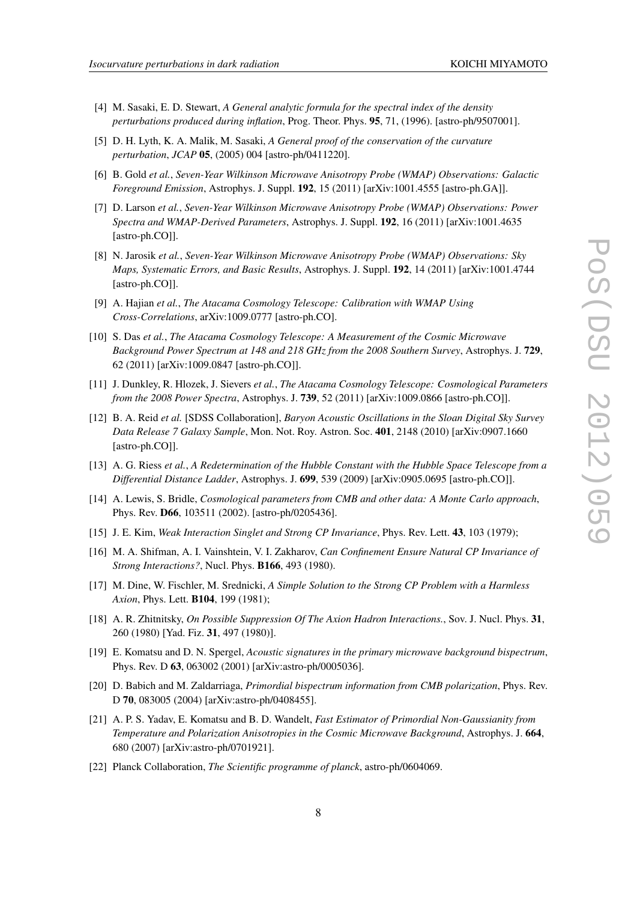[4] M. Sasaki, E. D. Stewart, *A General analytic formula for the spectral index of the density perturbations produced during inflation*, Prog. Theor. Phys. **95**, 71, (1996). [astro-ph/9507001].

[5] D. H. Lyth, K. A. Malik, M. Sasaki, *A General proof of the conservation of the curvature perturbation*, *JCAP* **05**, (2005) 004 [astro-ph/0411220].

[6] B. Gold *et al.*, *Seven-Year Wilkinson Microwave Anisotropy Probe (WMAP) Observations: Galactic Foreground Emission*, Astrophys. J. Suppl. **192**, 15 (2011) [arXiv:1001.4555 [astro-ph.GA]].

[7] D. Larson *et al.*, *Seven-Year Wilkinson Microwave Anisotropy Probe (WMAP) Observations: Power Spectra and WMAP-Derived Parameters*, Astrophys. J. Suppl. **192**, 16 (2011) [arXiv:1001.4635 [astro-ph.CO]].

[8] N. Jarosik *et al.*, *Seven-Year Wilkinson Microwave Anisotropy Probe (WMAP) Observations: Sky Maps, Systematic Errors, and Basic Results*, Astrophys. J. Suppl. **192**, 14 (2011) [arXiv:1001.4744 [astro-ph.CO]].

[9] A. Hajian *et al.*, *The Atacama Cosmology Telescope: Calibration with WMAP Using Cross-Correlations*, arXiv:1009.0777 [astro-ph.CO].

[10] S. Das *et al.*, *The Atacama Cosmology Telescope: A Measurement of the Cosmic Microwave Background Power Spectrum at 148 and 218 GHz from the 2008 Southern Survey*, Astrophys. J. **729**, 62 (2011) [arXiv:1009.0847 [astro-ph.CO]].

[11] J. Dunkley, R. Hlozek, J. Sievers *et al.*, *The Atacama Cosmology Telescope: Cosmological Parameters from the 2008 Power Spectra*, Astrophys. J. **739**, 52 (2011) [arXiv:1009.0866 [astro-ph.CO]].

[12] B. A. Reid *et al.* [SDSS Collaboration], *Baryon Acoustic Oscillations in the Sloan Digital Sky Survey Data Release 7 Galaxy Sample*, Mon. Not. Roy. Astron. Soc. **401**, 2148 (2010) [arXiv:0907.1660 [astro-ph.CO]].

[13] A. G. Riess *et al.*, *A Redetermination of the Hubble Constant with the Hubble Space Telescope from a Differential Distance Ladder*, Astrophys. J. **699**, 539 (2009) [arXiv:0905.0695 [astro-ph.CO]].

[14] A. Lewis, S. Bridle, *Cosmological parameters from CMB and other data: A Monte Carlo approach*, Phys. Rev. **D66**, 103511 (2002). [astro-ph/0205436].

[15] J. E. Kim, *Weak Interaction Singlet and Strong CP Invariance*, Phys. Rev. Lett. **43**, 103 (1979);

[16] M. A. Shifman, A. I. Vainshtein, V. I. Zakharov, *Can Confinement Ensure Natural CP Invariance of Strong Interactions?*, Nucl. Phys. **B166**, 493 (1980).

[17] M. Dine, W. Fischler, M. Srednicki, *A Simple Solution to the Strong CP Problem with a Harmless Axion*, Phys. Lett. **B104**, 199 (1981);

[18] A. R. Zhitnitsky, *On Possible Suppression Of The Axion Hadron Interactions.*, Sov. J. Nucl. Phys. **31**, 260 (1980) [Yad. Fiz. **31**, 497 (1980)].

[19] E. Komatsu and D. N. Spergel, *Acoustic signatures in the primary microwave background bispectrum*, Phys. Rev. D **63**, 063002 (2001) [arXiv:astro-ph/0005036].

[20] D. Babich and M. Zaldarriaga, *Primordial bispectrum information from CMB polarization*, Phys. Rev. D **70**, 083005 (2004) [arXiv:astro-ph/0408455].

[21] A. P. S. Yadav, E. Komatsu and B. D. Wandelt, *Fast Estimator of Primordial Non-Gaussianity from Temperature and Polarization Anisotropies in the Cosmic Microwave Background*, Astrophys. J. **664**, 680 (2007) [arXiv:astro-ph/0701921].

[22] Planck Collaboration, *The Scientific programme of planck*, astro-ph/0604069.